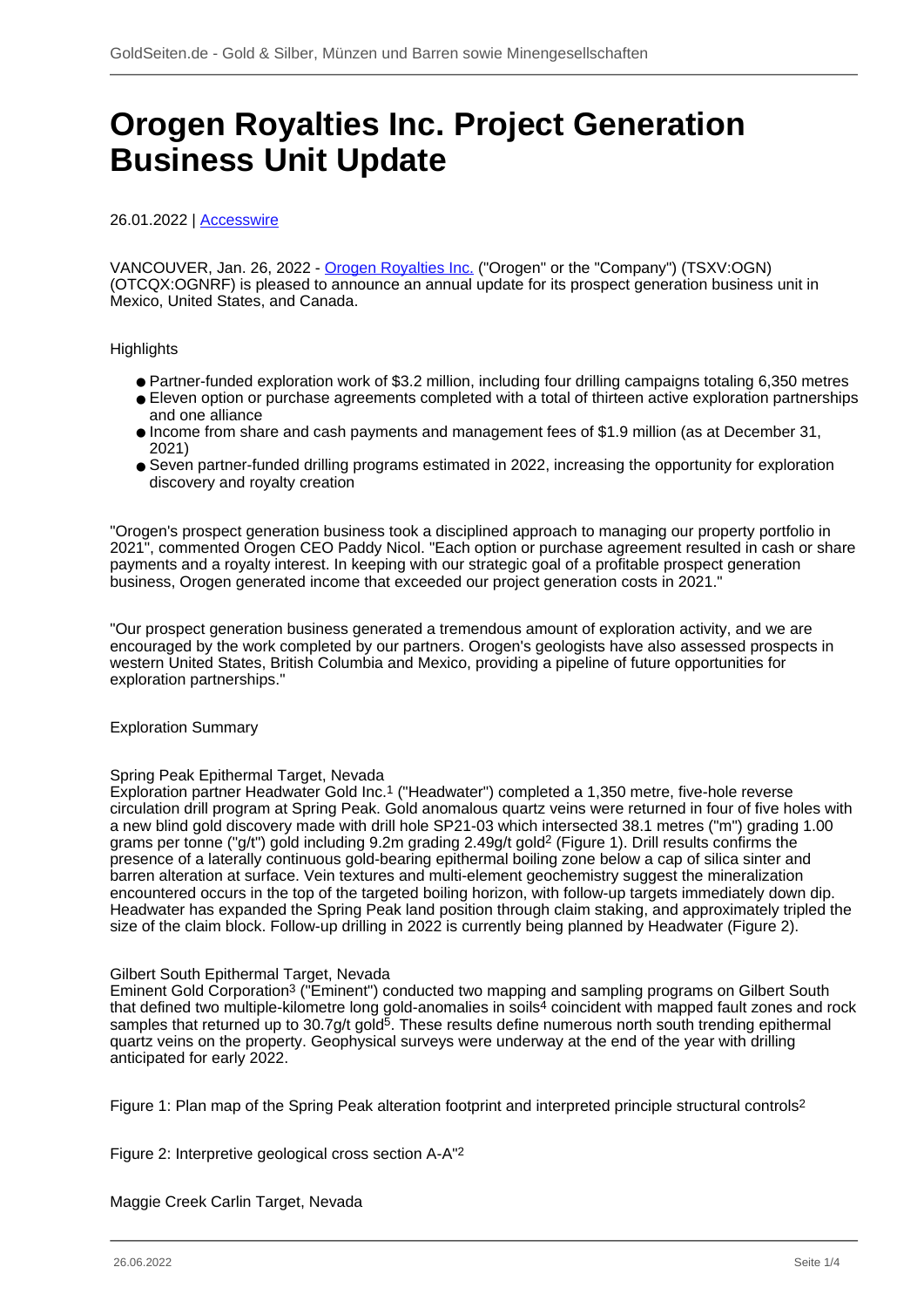# Orogen Royalties Inc. Project Generation Business Unit Update

26.01.2022 | Accesswire

VANCOUVER, Jan. 26, 2022 - Orogen Royalties Inc. ("Orogen" or the "Company") (TSXV:OGN) (OTCQX:OGNRF) is pleased to announce an annual update for its prospect generation business unit in Mexico, United States, and Canada.

Highlights

- Partner-funded exploration work of $3.2 million, including four drilling campaigns totaling 6,350 metres
- Eleven option or purchase agreements completed with a total of thirteen active exploration partnerships and one alliance
- Income from share and cash payments and management fees of $1.9 million (as at December 31, 2021)
- Seven partner-funded drilling programs estimated in 2022, increasing the opportunity for exploration discovery and royalty creation

"Orogen's prospect generation business took a disciplined approach to managing our property portfolio in 2021", commented Orogen CEO Paddy Nicol. "Each option or purchase agreement resulted in cash or share payments and a royalty interest. In keeping with our strategic goal of a profitable prospect generation business, Orogen generated income that exceeded our project generation costs in 2021."

"Our prospect generation business generated a tremendous amount of exploration activity, and we are encouraged by the work completed by our partners. Orogen's geologists have also assessed prospects in western United States, British Columbia and Mexico, providing a pipeline of future opportunities for exploration partnerships."

Exploration Summary

Spring Peak Epithermal Target, Nevada

Exploration partner Headwater Gold Inc.[1] ("Headwater") completed a 1,350 metre, five-hole reverse circulation drill program at Spring Peak. Gold anomalous quartz veins were returned in four of five holes with a new blind gold discovery made with drill hole SP21-03 which intersected 38.1 metres ("m") grading 1.00 grams per tonne ("g/t") gold including 9.2m grading 2.49g/t gold[2] (Figure 1). Drill results confirms the presence of a laterally continuous gold-bearing epithermal boiling zone below a cap of silica sinter and barren alteration at surface. Vein textures and multi-element geochemistry suggest the mineralization encountered occurs in the top of the targeted boiling horizon, with follow-up targets immediately down dip. Headwater has expanded the Spring Peak land position through claim staking, and approximately tripled the size of the claim block. Follow-up drilling in 2022 is currently being planned by Headwater (Figure 2).

Gilbert South Epithermal Target, Nevada

Eminent Gold Corporation[3] ("Eminent") conducted two mapping and sampling programs on Gilbert South that defined two multiple-kilometre long gold-anomalies in soils[4] coincident with mapped fault zones and rock samples that returned up to 30.7g/t gold[5]. These results define numerous north south trending epithermal quartz veins on the property. Geophysical surveys were underway at the end of the year with drilling anticipated for early 2022.

Figure 1: Plan map of the Spring Peak alteration footprint and interpreted principle structural controls[2]

Figure 2: Interpretive geological cross section A-A"[2]

Maggie Creek Carlin Target, Nevada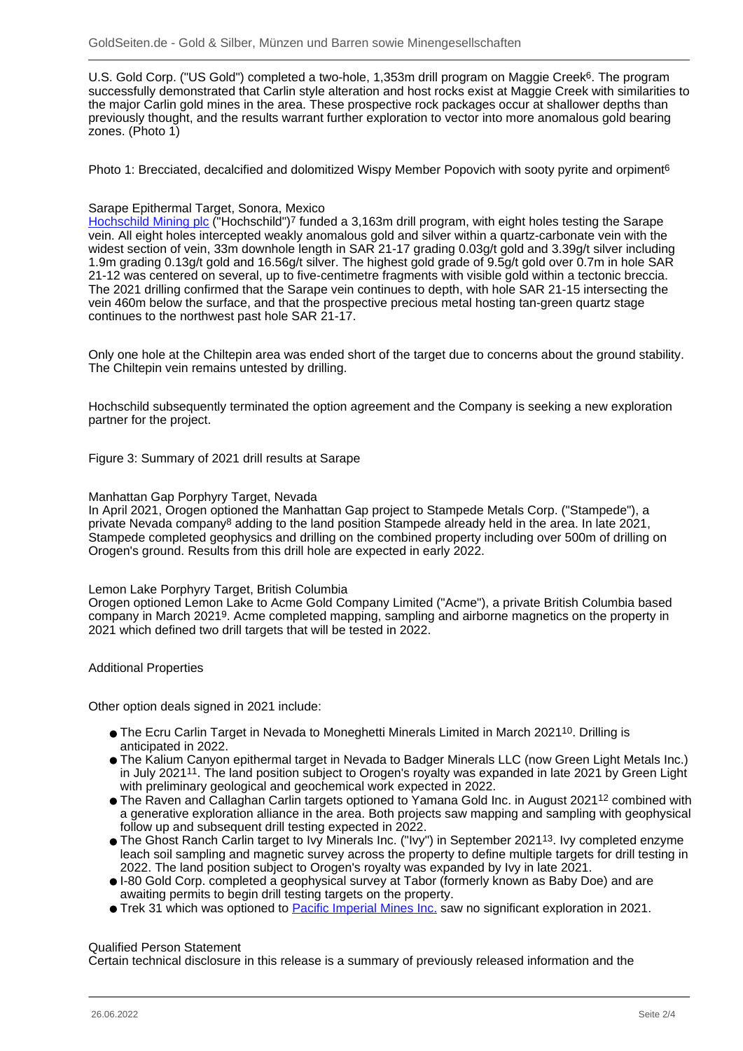U.S. Gold Corp. ("US Gold") completed a two-hole, 1,353m drill program on Maggie Creek[6]. The program successfully demonstrated that Carlin style alteration and host rocks exist at Maggie Creek with similarities to the major Carlin gold mines in the area. These prospective rock packages occur at shallower depths than previously thought, and the results warrant further exploration to vector into more anomalous gold bearing zones. (Photo 1)

Photo 1: Brecciated, decalcified and dolomitized Wispy Member Popovich with sooty pyrite and orpiment[6]

### Sarape Epithermal Target, Sonora, Mexico

Hochschild Mining plc ("Hochschild")[7] funded a 3,163m drill program, with eight holes testing the Sarape vein. All eight holes intercepted weakly anomalous gold and silver within a quartz-carbonate vein with the widest section of vein, 33m downhole length in SAR 21-17 grading 0.03g/t gold and 3.39g/t silver including 1.9m grading 0.13g/t gold and 16.56g/t silver. The highest gold grade of 9.5g/t gold over 0.7m in hole SAR 21-12 was centered on several, up to five-centimetre fragments with visible gold within a tectonic breccia. The 2021 drilling confirmed that the Sarape vein continues to depth, with hole SAR 21-15 intersecting the vein 460m below the surface, and that the prospective precious metal hosting tan-green quartz stage continues to the northwest past hole SAR 21-17.

Only one hole at the Chiltepin area was ended short of the target due to concerns about the ground stability. The Chiltepin vein remains untested by drilling.

Hochschild subsequently terminated the option agreement and the Company is seeking a new exploration partner for the project.

Figure 3: Summary of 2021 drill results at Sarape

### Manhattan Gap Porphyry Target, Nevada

In April 2021, Orogen optioned the Manhattan Gap project to Stampede Metals Corp. ("Stampede"), a private Nevada company[8] adding to the land position Stampede already held in the area. In late 2021, Stampede completed geophysics and drilling on the combined property including over 500m of drilling on Orogen's ground. Results from this drill hole are expected in early 2022.

### Lemon Lake Porphyry Target, British Columbia

Orogen optioned Lemon Lake to Acme Gold Company Limited ("Acme"), a private British Columbia based company in March 2021[9]. Acme completed mapping, sampling and airborne magnetics on the property in 2021 which defined two drill targets that will be tested in 2022.

### Additional Properties

Other option deals signed in 2021 include:

- The Ecru Carlin Target in Nevada to Moneghetti Minerals Limited in March 2021[10]. Drilling is anticipated in 2022.
- The Kalium Canyon epithermal target in Nevada to Badger Minerals LLC (now Green Light Metals Inc.) in July 2021[11]. The land position subject to Orogen's royalty was expanded in late 2021 by Green Light with preliminary geological and geochemical work expected in 2022.
- The Raven and Callaghan Carlin targets optioned to Yamana Gold Inc. in August 2021[12] combined with a generative exploration alliance in the area. Both projects saw mapping and sampling with geophysical follow up and subsequent drill testing expected in 2022.
- The Ghost Ranch Carlin target to Ivy Minerals Inc. ("Ivy") in September 2021[13]. Ivy completed enzyme leach soil sampling and magnetic survey across the property to define multiple targets for drill testing in 2022. The land position subject to Orogen's royalty was expanded by Ivy in late 2021.
- I-80 Gold Corp. completed a geophysical survey at Tabor (formerly known as Baby Doe) and are awaiting permits to begin drill testing targets on the property.
- Trek 31 which was optioned to Pacific Imperial Mines Inc. saw no significant exploration in 2021.

### Qualified Person Statement

Certain technical disclosure in this release is a summary of previously released information and the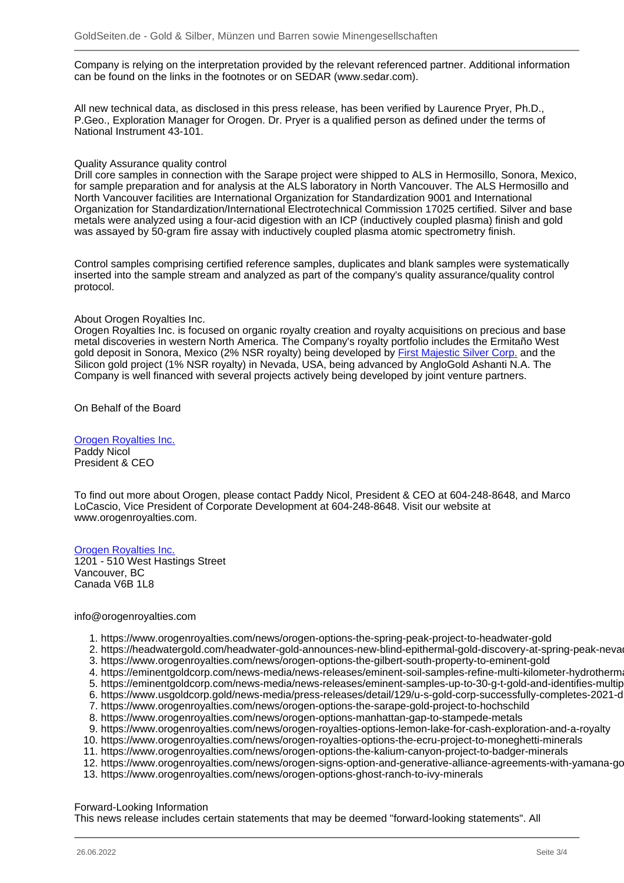Company is relying on the interpretation provided by the relevant referenced partner. Additional information can be found on the links in the footnotes or on SEDAR (www.sedar.com).

All new technical data, as disclosed in this press release, has been verified by Laurence Pryer, Ph.D., P.Geo., Exploration Manager for Orogen. Dr. Pryer is a qualified person as defined under the terms of National Instrument 43-101.

Quality Assurance quality control
Drill core samples in connection with the Sarape project were shipped to ALS in Hermosillo, Sonora, Mexico, for sample preparation and for analysis at the ALS laboratory in North Vancouver. The ALS Hermosillo and North Vancouver facilities are International Organization for Standardization 9001 and International Organization for Standardization/International Electrotechnical Commission 17025 certified. Silver and base metals were analyzed using a four-acid digestion with an ICP (inductively coupled plasma) finish and gold was assayed by 50-gram fire assay with inductively coupled plasma atomic spectrometry finish.

Control samples comprising certified reference samples, duplicates and blank samples were systematically inserted into the sample stream and analyzed as part of the company's quality assurance/quality control protocol.

About Orogen Royalties Inc.
Orogen Royalties Inc. is focused on organic royalty creation and royalty acquisitions on precious and base metal discoveries in western North America. The Company's royalty portfolio includes the Ermitaño West gold deposit in Sonora, Mexico (2% NSR royalty) being developed by First Majestic Silver Corp. and the Silicon gold project (1% NSR royalty) in Nevada, USA, being advanced by AngloGold Ashanti N.A. The Company is well financed with several projects actively being developed by joint venture partners.

On Behalf of the Board

Orogen Royalties Inc.
Paddy Nicol
President & CEO

To find out more about Orogen, please contact Paddy Nicol, President & CEO at 604-248-8648, and Marco LoCascio, Vice President of Corporate Development at 604-248-8648. Visit our website at www.orogenroyalties.com.

Orogen Royalties Inc.
1201 - 510 West Hastings Street
Vancouver, BC
Canada V6B 1L8

info@orogenroyalties.com

1. https://www.orogenroyalties.com/news/orogen-options-the-spring-peak-project-to-headwater-gold
2. https://headwatergold.com/headwater-gold-announces-new-blind-epithermal-gold-discovery-at-spring-peak-neva
3. https://www.orogenroyalties.com/news/orogen-options-the-gilbert-south-property-to-eminent-gold
4. https://eminentgoldcorp.com/news-media/news-releases/eminent-soil-samples-refine-multi-kilometer-hydrotherma
5. https://eminentgoldcorp.com/news-media/news-releases/eminent-samples-up-to-30-g-t-gold-and-identifies-multip
6. https://www.usgoldcorp.gold/news-media/press-releases/detail/129/u-s-gold-corp-successfully-completes-2021-d
7. https://www.orogenroyalties.com/news/orogen-options-the-sarape-gold-project-to-hochschild
8. https://www.orogenroyalties.com/news/orogen-options-manhattan-gap-to-stampede-metals
9. https://www.orogenroyalties.com/news/orogen-royalties-options-lemon-lake-for-cash-exploration-and-a-royalty
10. https://www.orogenroyalties.com/news/orogen-royalties-options-the-ecru-project-to-moneghetti-minerals
11. https://www.orogenroyalties.com/news/orogen-options-the-kalium-canyon-project-to-badger-minerals
12. https://www.orogenroyalties.com/news/orogen-signs-option-and-generative-alliance-agreements-with-yamana-go
13. https://www.orogenroyalties.com/news/orogen-options-ghost-ranch-to-ivy-minerals

Forward-Looking Information
This news release includes certain statements that may be deemed "forward-looking statements". All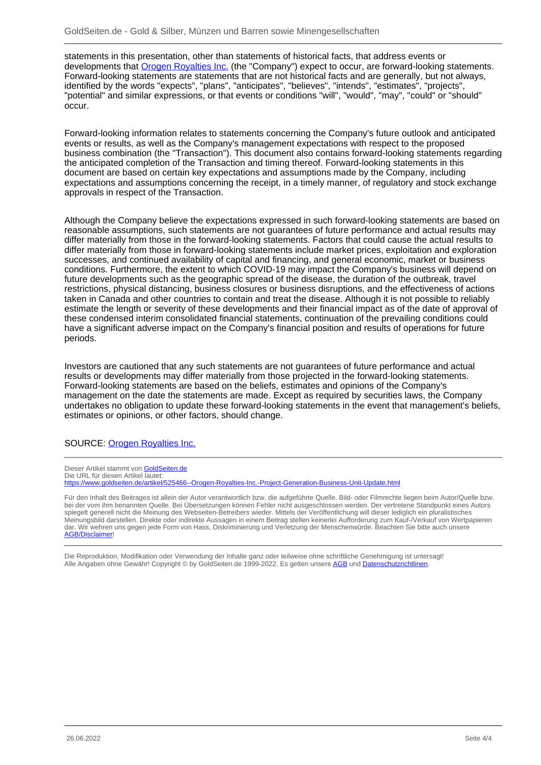statements in this presentation, other than statements of historical facts, that address events or developments that Orogen Royalties Inc. (the "Company") expect to occur, are forward-looking statements. Forward-looking statements are statements that are not historical facts and are generally, but not always, identified by the words "expects", "plans", "anticipates", "believes", "intends", "estimates", "projects", "potential" and similar expressions, or that events or conditions "will", "would", "may", "could" or "should" occur.

Forward-looking information relates to statements concerning the Company's future outlook and anticipated events or results, as well as the Company's management expectations with respect to the proposed business combination (the "Transaction"). This document also contains forward-looking statements regarding the anticipated completion of the Transaction and timing thereof. Forward-looking statements in this document are based on certain key expectations and assumptions made by the Company, including expectations and assumptions concerning the receipt, in a timely manner, of regulatory and stock exchange approvals in respect of the Transaction.

Although the Company believe the expectations expressed in such forward-looking statements are based on reasonable assumptions, such statements are not guarantees of future performance and actual results may differ materially from those in the forward-looking statements. Factors that could cause the actual results to differ materially from those in forward-looking statements include market prices, exploitation and exploration successes, and continued availability of capital and financing, and general economic, market or business conditions. Furthermore, the extent to which COVID-19 may impact the Company's business will depend on future developments such as the geographic spread of the disease, the duration of the outbreak, travel restrictions, physical distancing, business closures or business disruptions, and the effectiveness of actions taken in Canada and other countries to contain and treat the disease. Although it is not possible to reliably estimate the length or severity of these developments and their financial impact as of the date of approval of these condensed interim consolidated financial statements, continuation of the prevailing conditions could have a significant adverse impact on the Company's financial position and results of operations for future periods.

Investors are cautioned that any such statements are not guarantees of future performance and actual results or developments may differ materially from those projected in the forward-looking statements. Forward-looking statements are based on the beliefs, estimates and opinions of the Company's management on the date the statements are made. Except as required by securities laws, the Company undertakes no obligation to update these forward-looking statements in the event that management's beliefs, estimates or opinions, or other factors, should change.

SOURCE: Orogen Royalties Inc.

---

Dieser Artikel stammt von GoldSeiten.de
Die URL für diesen Artikel lautet:
https://www.goldseiten.de/artikel/525466--Orogen-Royalties-Inc.-Project-Generation-Business-Unit-Update.html

Für den Inhalt des Beitrages ist allein der Autor verantwortlich bzw. die aufgeführte Quelle. Bild- oder Filmrechte liegen beim Autor/Quelle bzw. bei der vom ihm benannten Quelle. Bei Übersetzungen können Fehler nicht ausgeschlossen werden. Der vertretene Standpunkt eines Autors spiegelt generell nicht die Meinung des Webseiten-Betreibers wieder. Mittels der Veröffentlichung will dieser lediglich ein pluralistisches Meinungsbild darstellen. Direkte oder indirekte Aussagen in einem Beitrag stellen keinerlei Aufforderung zum Kauf-/Verkauf von Wertpapieren dar. Wir wehren uns gegen jede Form von Hass, Diskriminierung und Verletzung der Menschenwürde. Beachten Sie bitte auch unsere AGB/Disclaimer!

---

Die Reproduktion, Modifikation oder Verwendung der Inhalte ganz oder teilweise ohne schriftliche Genehmigung ist untersagt!
Alle Angaben ohne Gewähr! Copyright © by GoldSeiten.de 1999-2022. Es gelten unsere AGB und Datenschutzrichtlinen.